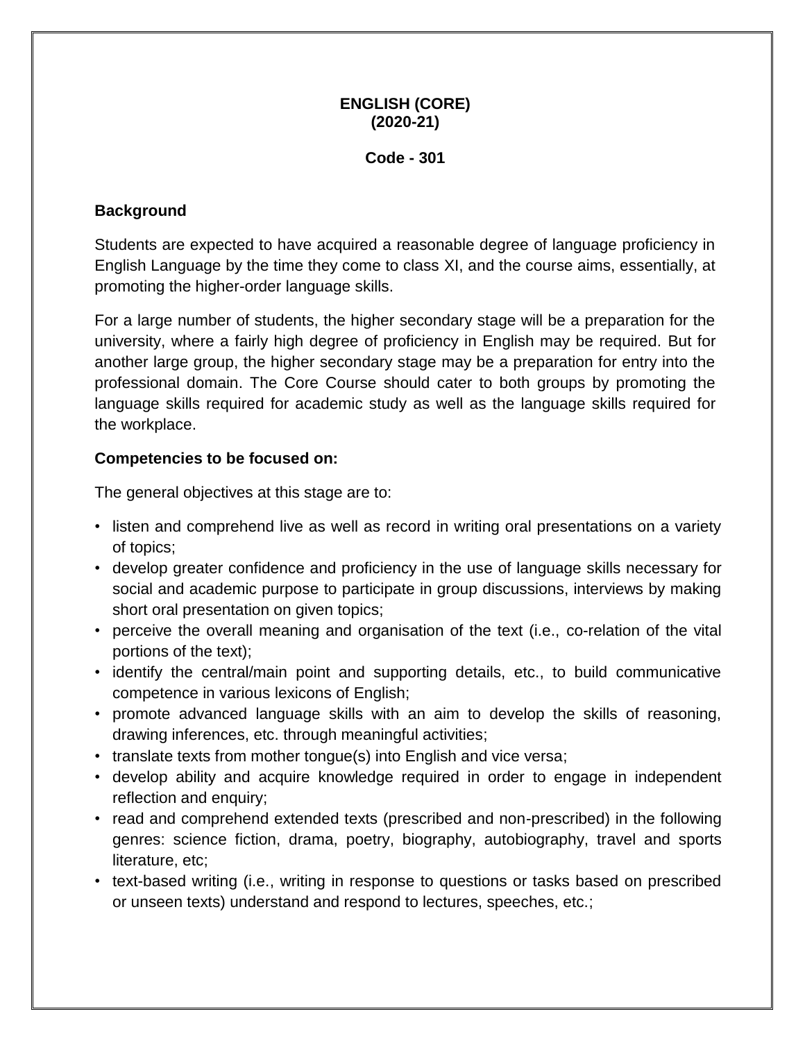# ENGLISH (CORE)
# (2020-21)

**Code - 301**

## Background

Students are expected to have acquired a reasonable degree of language proficiency in English Language by the time they come to class XI, and the course aims, essentially, at promoting the higher-order language skills.

For a large number of students, the higher secondary stage will be a preparation for the university, where a fairly high degree of proficiency in English may be required. But for another large group, the higher secondary stage may be a preparation for entry into the professional domain. The Core Course should cater to both groups by promoting the language skills required for academic study as well as the language skills required for the workplace.

## Competencies to be focused on:

The general objectives at this stage are to:

- listen and comprehend live as well as record in writing oral presentations on a variety of topics;
- develop greater confidence and proficiency in the use of language skills necessary for social and academic purpose to participate in group discussions, interviews by making short oral presentation on given topics;
- perceive the overall meaning and organisation of the text (i.e., co-relation of the vital portions of the text);
- identify the central/main point and supporting details, etc., to build communicative competence in various lexicons of English;
- promote advanced language skills with an aim to develop the skills of reasoning, drawing inferences, etc. through meaningful activities;
- translate texts from mother tongue(s) into English and vice versa;
- develop ability and acquire knowledge required in order to engage in independent reflection and enquiry;
- read and comprehend extended texts (prescribed and non-prescribed) in the following genres: science fiction, drama, poetry, biography, autobiography, travel and sports literature, etc;
- text-based writing (i.e., writing in response to questions or tasks based on prescribed or unseen texts) understand and respond to lectures, speeches, etc.;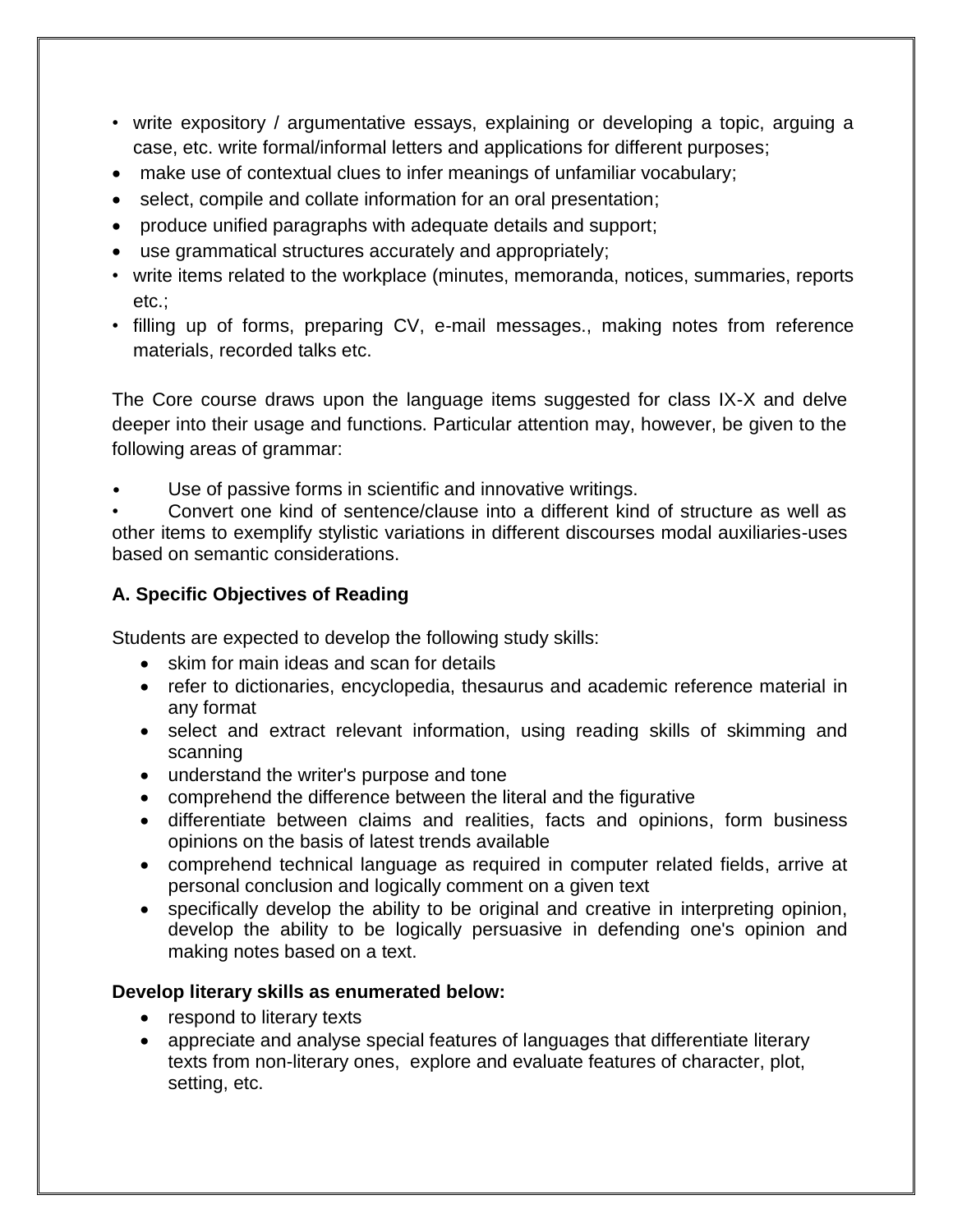- write expository / argumentative essays, explaining or developing a topic, arguing a case, etc. write formal/informal letters and applications for different purposes;
- make use of contextual clues to infer meanings of unfamiliar vocabulary;
- select, compile and collate information for an oral presentation;
- produce unified paragraphs with adequate details and support;
- use grammatical structures accurately and appropriately;
- write items related to the workplace (minutes, memoranda, notices, summaries, reports etc.;
- filling up of forms, preparing CV, e-mail messages., making notes from reference materials, recorded talks etc.

The Core course draws upon the language items suggested for class IX-X and delve deeper into their usage and functions. Particular attention may, however, be given to the following areas of grammar:

- Use of passive forms in scientific and innovative writings.
- Convert one kind of sentence/clause into a different kind of structure as well as other items to exemplify stylistic variations in different discourses modal auxiliaries-uses based on semantic considerations.

**A. Specific Objectives of Reading**

Students are expected to develop the following study skills:

- skim for main ideas and scan for details
- refer to dictionaries, encyclopedia, thesaurus and academic reference material in any format
- select and extract relevant information, using reading skills of skimming and scanning
- understand the writer's purpose and tone
- comprehend the difference between the literal and the figurative
- differentiate between claims and realities, facts and opinions, form business opinions on the basis of latest trends available
- comprehend technical language as required in computer related fields, arrive at personal conclusion and logically comment on a given text
- specifically develop the ability to be original and creative in interpreting opinion, develop the ability to be logically persuasive in defending one's opinion and making notes based on a text.

**Develop literary skills as enumerated below:**

- respond to literary texts
- appreciate and analyse special features of languages that differentiate literary texts from non-literary ones, explore and evaluate features of character, plot, setting, etc.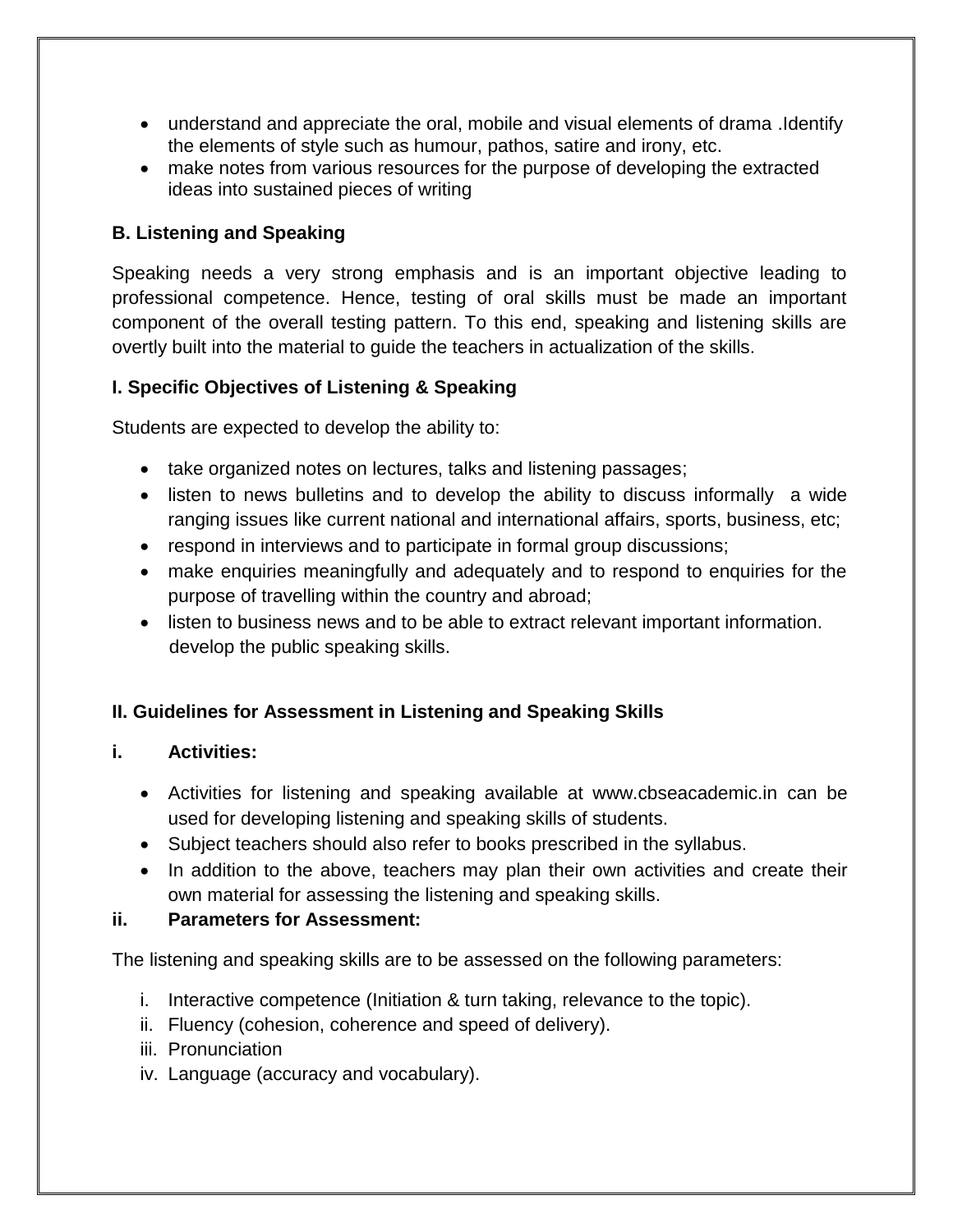- understand and appreciate the oral, mobile and visual elements of drama .Identify the elements of style such as humour, pathos, satire and irony, etc.
- make notes from various resources for the purpose of developing the extracted ideas into sustained pieces of writing

**B. Listening and Speaking**

Speaking needs a very strong emphasis and is an important objective leading to professional competence. Hence, testing of oral skills must be made an important component of the overall testing pattern. To this end, speaking and listening skills are overtly built into the material to guide the teachers in actualization of the skills.

**I. Specific Objectives of Listening & Speaking**

Students are expected to develop the ability to:

- take organized notes on lectures, talks and listening passages;
- listen to news bulletins and to develop the ability to discuss informally a wide ranging issues like current national and international affairs, sports, business, etc;
- respond in interviews and to participate in formal group discussions;
- make enquiries meaningfully and adequately and to respond to enquiries for the purpose of travelling within the country and abroad;
- listen to business news and to be able to extract relevant important information. develop the public speaking skills.

**II. Guidelines for Assessment in Listening and Speaking Skills**

**i. Activities:**

- Activities for listening and speaking available at www.cbseacademic.in can be used for developing listening and speaking skills of students.
- Subject teachers should also refer to books prescribed in the syllabus.
- In addition to the above, teachers may plan their own activities and create their own material for assessing the listening and speaking skills.

**ii. Parameters for Assessment:**

The listening and speaking skills are to be assessed on the following parameters:

i. Interactive competence (Initiation & turn taking, relevance to the topic).
ii. Fluency (cohesion, coherence and speed of delivery).
iii. Pronunciation
iv. Language (accuracy and vocabulary).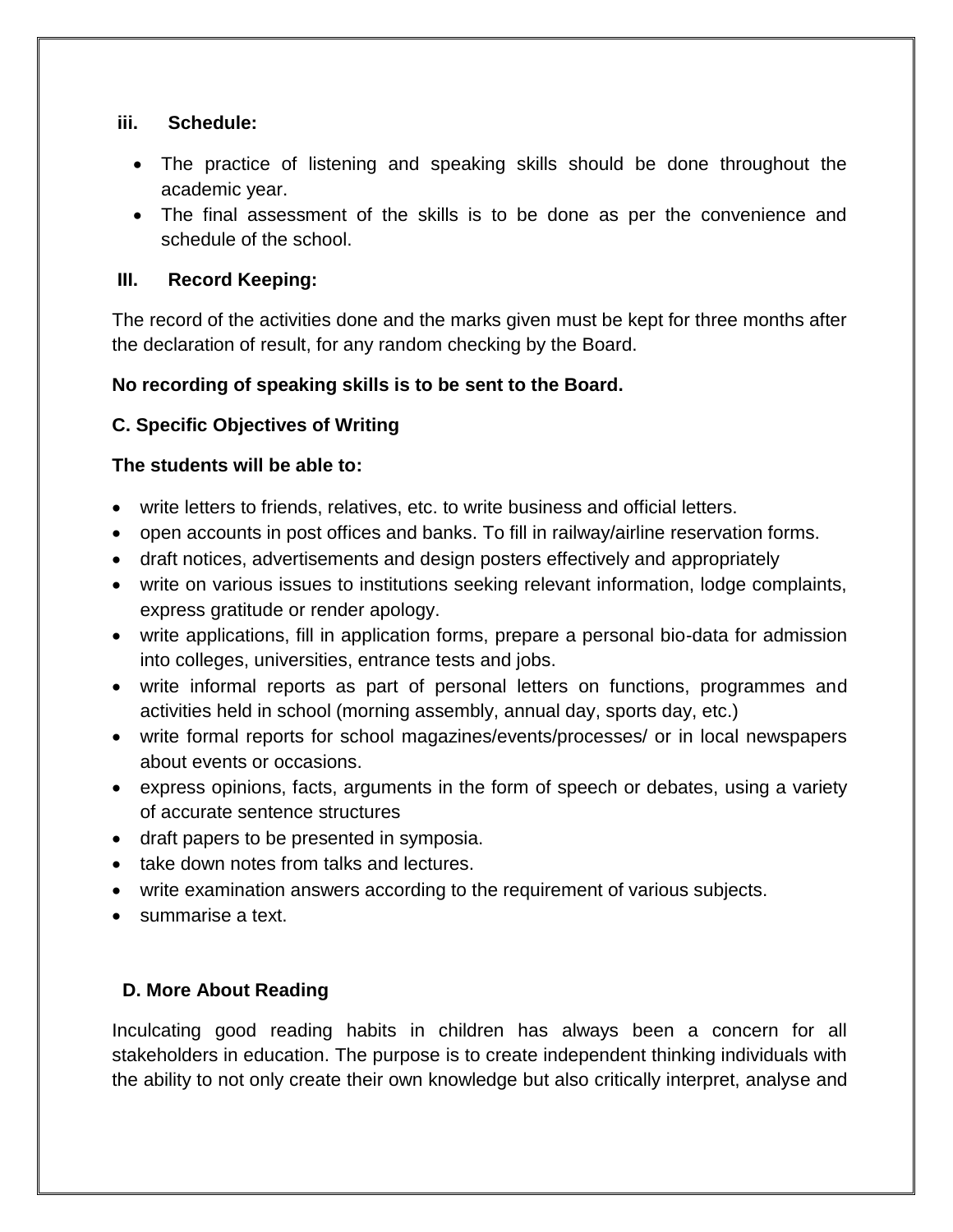**iii. Schedule:**

- The practice of listening and speaking skills should be done throughout the academic year.
- The final assessment of the skills is to be done as per the convenience and schedule of the school.

**III. Record Keeping:**

The record of the activities done and the marks given must be kept for three months after the declaration of result, for any random checking by the Board.

**No recording of speaking skills is to be sent to the Board.**

**C. Specific Objectives of Writing**

**The students will be able to:**

- write letters to friends, relatives, etc. to write business and official letters.
- open accounts in post offices and banks. To fill in railway/airline reservation forms.
- draft notices, advertisements and design posters effectively and appropriately
- write on various issues to institutions seeking relevant information, lodge complaints, express gratitude or render apology.
- write applications, fill in application forms, prepare a personal bio-data for admission into colleges, universities, entrance tests and jobs.
- write informal reports as part of personal letters on functions, programmes and activities held in school (morning assembly, annual day, sports day, etc.)
- write formal reports for school magazines/events/processes/ or in local newspapers about events or occasions.
- express opinions, facts, arguments in the form of speech or debates, using a variety of accurate sentence structures
- draft papers to be presented in symposia.
- take down notes from talks and lectures.
- write examination answers according to the requirement of various subjects.
- summarise a text.

**D. More About Reading**

Inculcating good reading habits in children has always been a concern for all stakeholders in education. The purpose is to create independent thinking individuals with the ability to not only create their own knowledge but also critically interpret, analyse and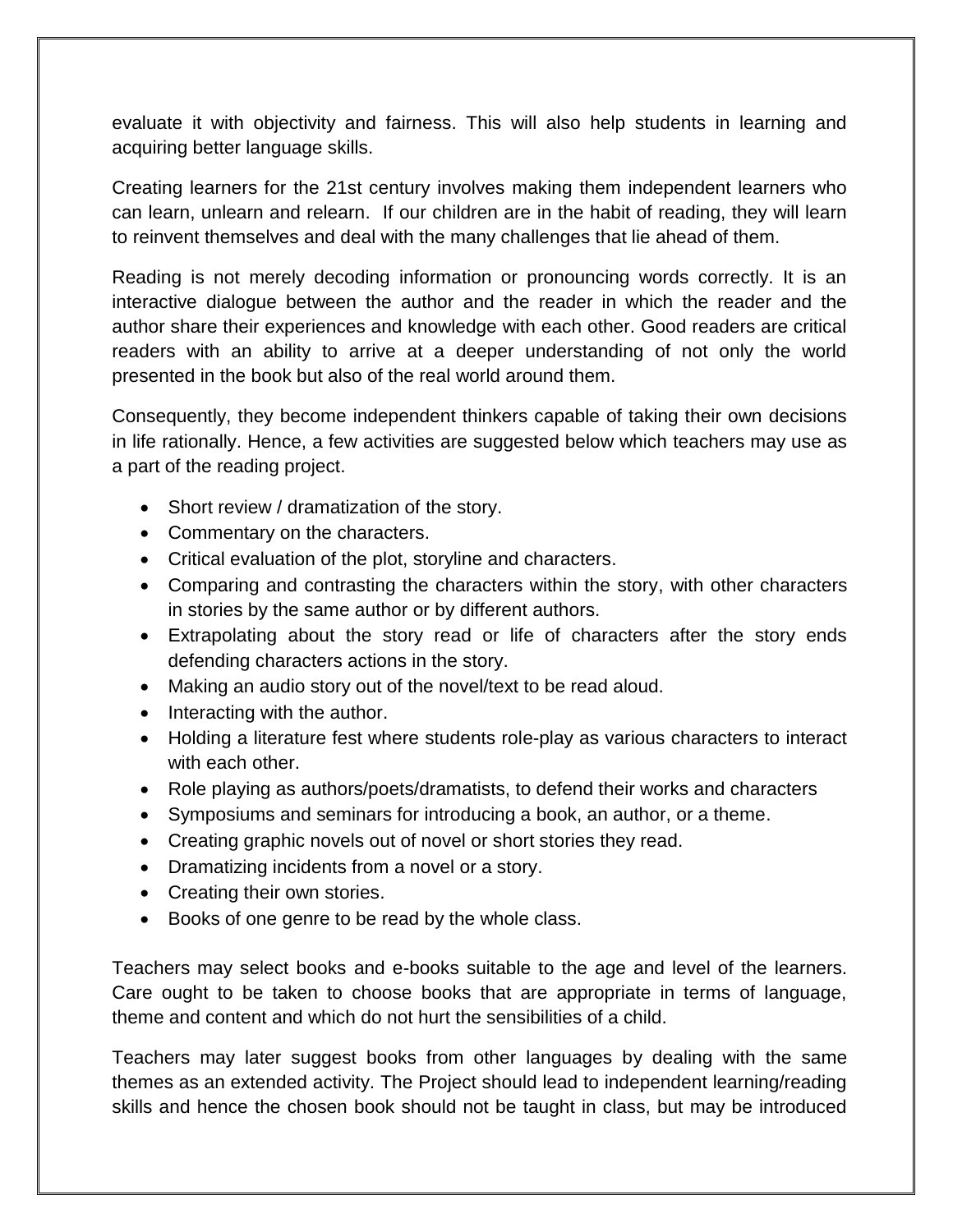evaluate it with objectivity and fairness. This will also help students in learning and acquiring better language skills.

Creating learners for the 21st century involves making them independent learners who can learn, unlearn and relearn. If our children are in the habit of reading, they will learn to reinvent themselves and deal with the many challenges that lie ahead of them.

Reading is not merely decoding information or pronouncing words correctly. It is an interactive dialogue between the author and the reader in which the reader and the author share their experiences and knowledge with each other. Good readers are critical readers with an ability to arrive at a deeper understanding of not only the world presented in the book but also of the real world around them.

Consequently, they become independent thinkers capable of taking their own decisions in life rationally. Hence, a few activities are suggested below which teachers may use as a part of the reading project.

- Short review / dramatization of the story.
- Commentary on the characters.
- Critical evaluation of the plot, storyline and characters.
- Comparing and contrasting the characters within the story, with other characters in stories by the same author or by different authors.
- Extrapolating about the story read or life of characters after the story ends defending characters actions in the story.
- Making an audio story out of the novel/text to be read aloud.
- Interacting with the author.
- Holding a literature fest where students role-play as various characters to interact with each other.
- Role playing as authors/poets/dramatists, to defend their works and characters
- Symposiums and seminars for introducing a book, an author, or a theme.
- Creating graphic novels out of novel or short stories they read.
- Dramatizing incidents from a novel or a story.
- Creating their own stories.
- Books of one genre to be read by the whole class.

Teachers may select books and e-books suitable to the age and level of the learners. Care ought to be taken to choose books that are appropriate in terms of language, theme and content and which do not hurt the sensibilities of a child.

Teachers may later suggest books from other languages by dealing with the same themes as an extended activity. The Project should lead to independent learning/reading skills and hence the chosen book should not be taught in class, but may be introduced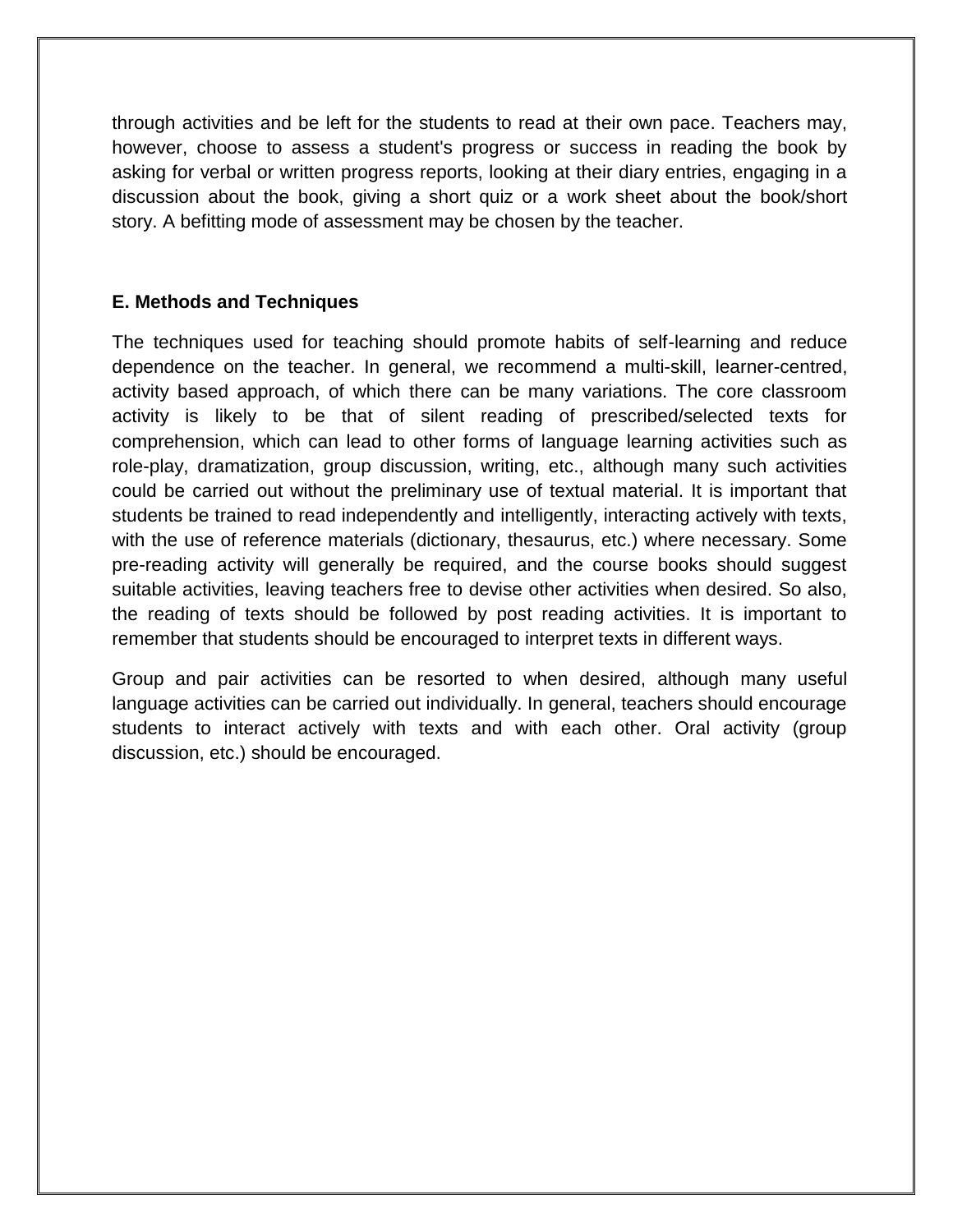through activities and be left for the students to read at their own pace. Teachers may, however, choose to assess a student's progress or success in reading the book by asking for verbal or written progress reports, looking at their diary entries, engaging in a discussion about the book, giving a short quiz or a work sheet about the book/short story. A befitting mode of assessment may be chosen by the teacher.

**E. Methods and Techniques**

The techniques used for teaching should promote habits of self-learning and reduce dependence on the teacher. In general, we recommend a multi-skill, learner-centred, activity based approach, of which there can be many variations. The core classroom activity is likely to be that of silent reading of prescribed/selected texts for comprehension, which can lead to other forms of language learning activities such as role-play, dramatization, group discussion, writing, etc., although many such activities could be carried out without the preliminary use of textual material. It is important that students be trained to read independently and intelligently, interacting actively with texts, with the use of reference materials (dictionary, thesaurus, etc.) where necessary. Some pre-reading activity will generally be required, and the course books should suggest suitable activities, leaving teachers free to devise other activities when desired. So also, the reading of texts should be followed by post reading activities. It is important to remember that students should be encouraged to interpret texts in different ways.

Group and pair activities can be resorted to when desired, although many useful language activities can be carried out individually. In general, teachers should encourage students to interact actively with texts and with each other. Oral activity (group discussion, etc.) should be encouraged.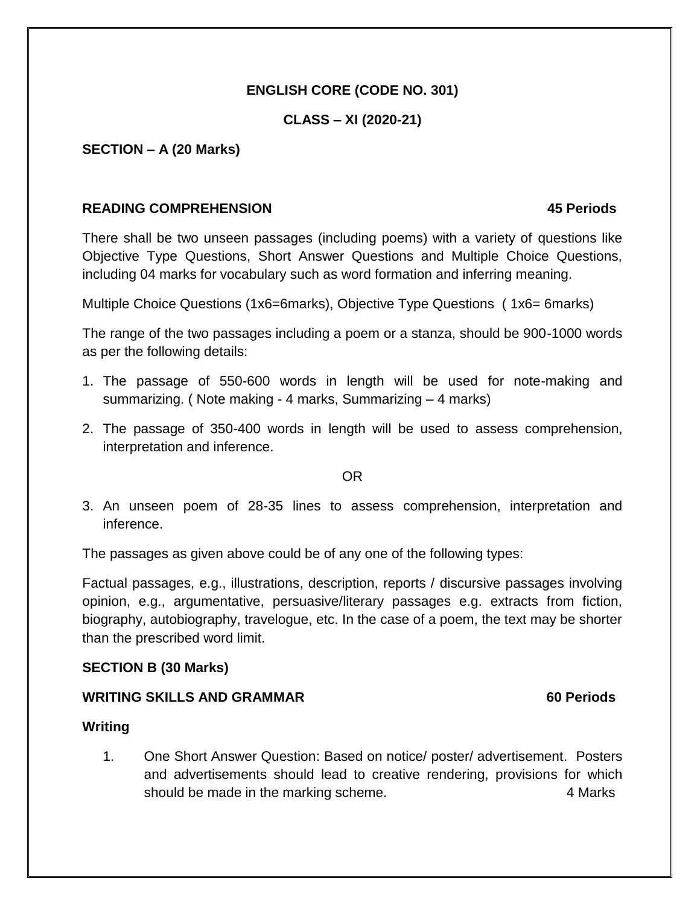**ENGLISH CORE (CODE NO. 301)**

**CLASS – XI (2020-21)**

**SECTION – A (20 Marks)**

**READING COMPREHENSION 45 Periods**

There shall be two unseen passages (including poems) with a variety of questions like Objective Type Questions, Short Answer Questions and Multiple Choice Questions, including 04 marks for vocabulary such as word formation and inferring meaning.

Multiple Choice Questions (1x6=6marks), Objective Type Questions ( 1x6= 6marks)

The range of the two passages including a poem or a stanza, should be 900-1000 words as per the following details:

1. The passage of 550-600 words in length will be used for note-making and summarizing. ( Note making - 4 marks, Summarizing – 4 marks)
2. The passage of 350-400 words in length will be used to assess comprehension, interpretation and inference.

OR

3. An unseen poem of 28-35 lines to assess comprehension, interpretation and inference.

The passages as given above could be of any one of the following types:

Factual passages, e.g., illustrations, description, reports / discursive passages involving opinion, e.g., argumentative, persuasive/literary passages e.g. extracts from fiction, biography, autobiography, travelogue, etc. In the case of a poem, the text may be shorter than the prescribed word limit.

**SECTION B (30 Marks)**

**WRITING SKILLS AND GRAMMAR 60 Periods**

**Writing**

1. One Short Answer Question: Based on notice/ poster/ advertisement. Posters and advertisements should lead to creative rendering, provisions for which should be made in the marking scheme. 4 Marks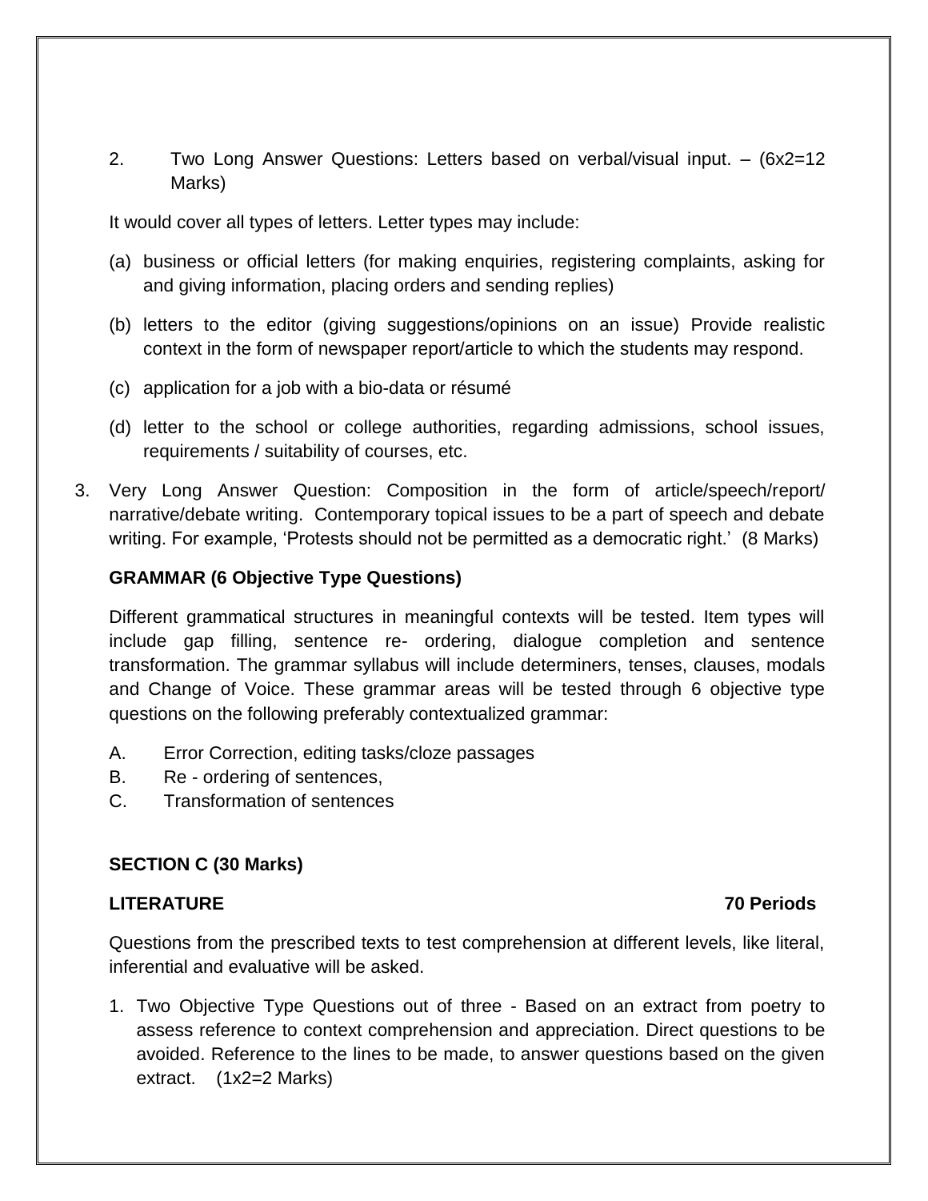2. Two Long Answer Questions: Letters based on verbal/visual input. – (6x2=12 Marks)

It would cover all types of letters. Letter types may include:

(a) business or official letters (for making enquiries, registering complaints, asking for and giving information, placing orders and sending replies)

(b) letters to the editor (giving suggestions/opinions on an issue) Provide realistic context in the form of newspaper report/article to which the students may respond.

(c) application for a job with a bio-data or résumé

(d) letter to the school or college authorities, regarding admissions, school issues, requirements / suitability of courses, etc.

3. Very Long Answer Question: Composition in the form of article/speech/report/ narrative/debate writing. Contemporary topical issues to be a part of speech and debate writing. For example, 'Protests should not be permitted as a democratic right.' (8 Marks)

**GRAMMAR (6 Objective Type Questions)**

Different grammatical structures in meaningful contexts will be tested. Item types will include gap filling, sentence re- ordering, dialogue completion and sentence transformation. The grammar syllabus will include determiners, tenses, clauses, modals and Change of Voice. These grammar areas will be tested through 6 objective type questions on the following preferably contextualized grammar:

A. Error Correction, editing tasks/cloze passages
B. Re - ordering of sentences,
C. Transformation of sentences

**SECTION C (30 Marks)**

**LITERATURE** **70 Periods**

Questions from the prescribed texts to test comprehension at different levels, like literal, inferential and evaluative will be asked.

1. Two Objective Type Questions out of three - Based on an extract from poetry to assess reference to context comprehension and appreciation. Direct questions to be avoided. Reference to the lines to be made, to answer questions based on the given extract. (1x2=2 Marks)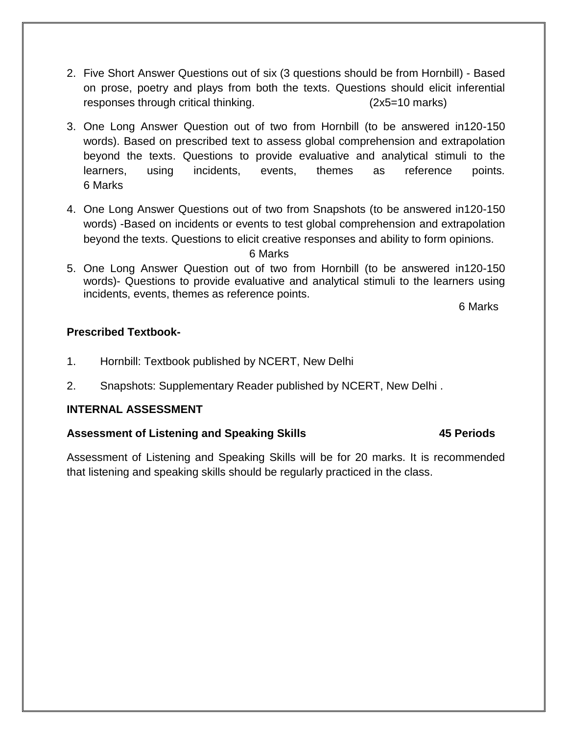2. Five Short Answer Questions out of six (3 questions should be from Hornbill) - Based on prose, poetry and plays from both the texts. Questions should elicit inferential responses through critical thinking. (2x5=10 marks)

3. One Long Answer Question out of two from Hornbill (to be answered in120-150 words). Based on prescribed text to assess global comprehension and extrapolation beyond the texts. Questions to provide evaluative and analytical stimuli to the learners, using incidents, events, themes as reference points. 6 Marks

4. One Long Answer Questions out of two from Snapshots (to be answered in120-150 words) -Based on incidents or events to test global comprehension and extrapolation beyond the texts. Questions to elicit creative responses and ability to form opinions. 6 Marks

5. One Long Answer Question out of two from Hornbill (to be answered in120-150 words)- Questions to provide evaluative and analytical stimuli to the learners using incidents, events, themes as reference points. 6 Marks

**Prescribed Textbook-**

1. Hornbill: Textbook published by NCERT, New Delhi

2. Snapshots: Supplementary Reader published by NCERT, New Delhi .

**INTERNAL ASSESSMENT**

**Assessment of Listening and Speaking Skills 45 Periods**

Assessment of Listening and Speaking Skills will be for 20 marks. It is recommended that listening and speaking skills should be regularly practiced in the class.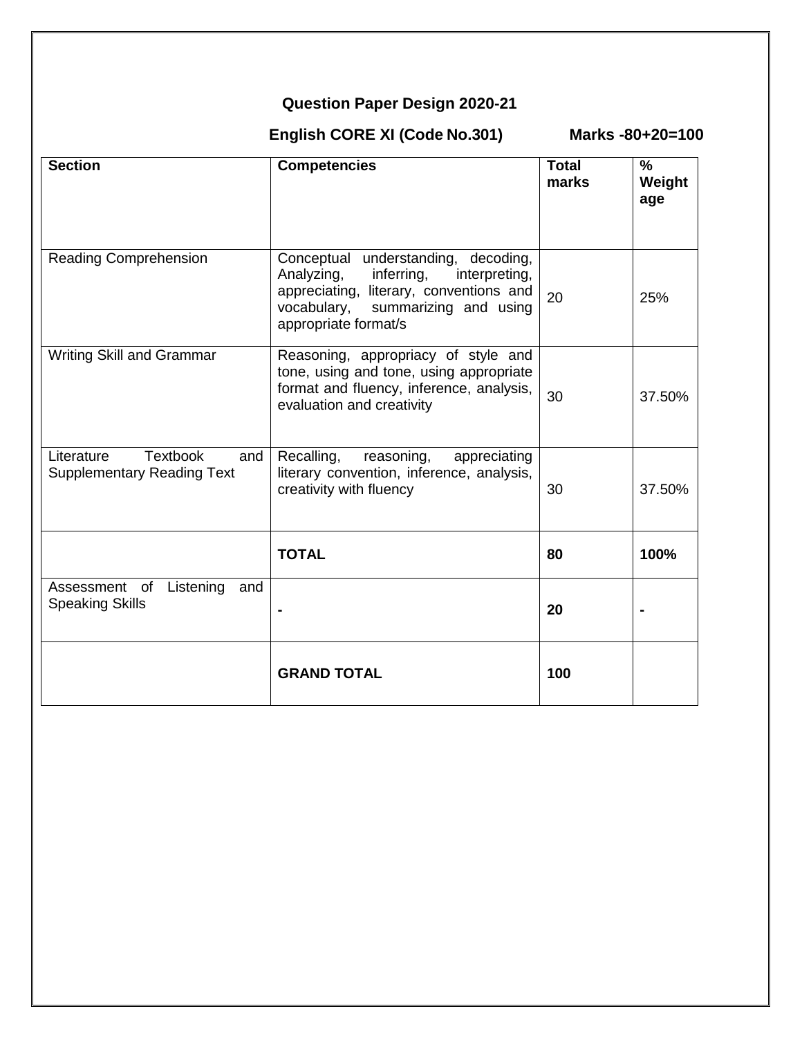## Question Paper Design 2020-21

**English CORE XI (Code No.301) Marks -80+20=100**

| **Section** | **Competencies** | **Total marks** | **% Weight age** |
|---|---|---|---|
| Reading Comprehension | Conceptual understanding, decoding, Analyzing, inferring, interpreting, appreciating, literary, conventions and vocabulary, summarizing and using appropriate format/s | 20 | 25% |
| Writing Skill and Grammar | Reasoning, appropriacy of style and tone, using and tone, using appropriate format and fluency, inference, analysis, evaluation and creativity | 30 | 37.50% |
| Literature Textbook and Supplementary Reading Text | Recalling, reasoning, appreciating literary convention, inference, analysis, creativity with fluency | 30 | 37.50% |
| | **TOTAL** | **80** | **100%** |
| Assessment of Listening and Speaking Skills | **-** | **20** | **-** |
| | **GRAND TOTAL** | **100** | |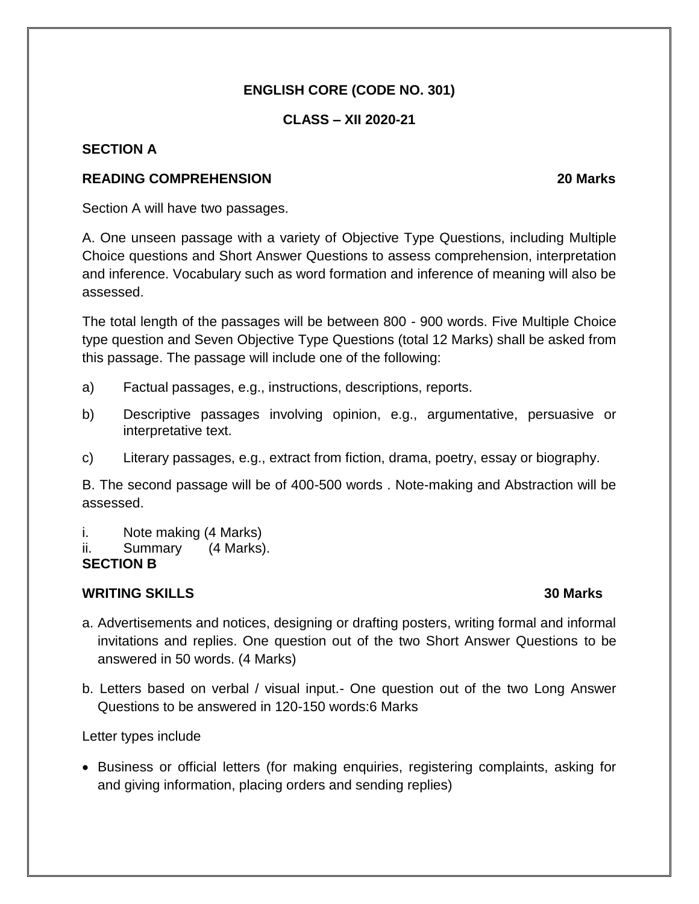**ENGLISH CORE (CODE NO. 301)**

**CLASS – XII 2020-21**

## SECTION A

**READING COMPREHENSION 20 Marks**

Section A will have two passages.

A. One unseen passage with a variety of Objective Type Questions, including Multiple Choice questions and Short Answer Questions to assess comprehension, interpretation and inference. Vocabulary such as word formation and inference of meaning will also be assessed.

The total length of the passages will be between 800 - 900 words. Five Multiple Choice type question and Seven Objective Type Questions (total 12 Marks) shall be asked from this passage. The passage will include one of the following:

a) Factual passages, e.g., instructions, descriptions, reports.

b) Descriptive passages involving opinion, e.g., argumentative, persuasive or interpretative text.

c) Literary passages, e.g., extract from fiction, drama, poetry, essay or biography.

B. The second passage will be of 400-500 words . Note-making and Abstraction will be assessed.

i. Note making (4 Marks)
ii. Summary (4 Marks).

## SECTION B

**WRITING SKILLS 30 Marks**

a. Advertisements and notices, designing or drafting posters, writing formal and informal invitations and replies. One question out of the two Short Answer Questions to be answered in 50 words. (4 Marks)

b. Letters based on verbal / visual input.- One question out of the two Long Answer Questions to be answered in 120-150 words:6 Marks

Letter types include

- Business or official letters (for making enquiries, registering complaints, asking for and giving information, placing orders and sending replies)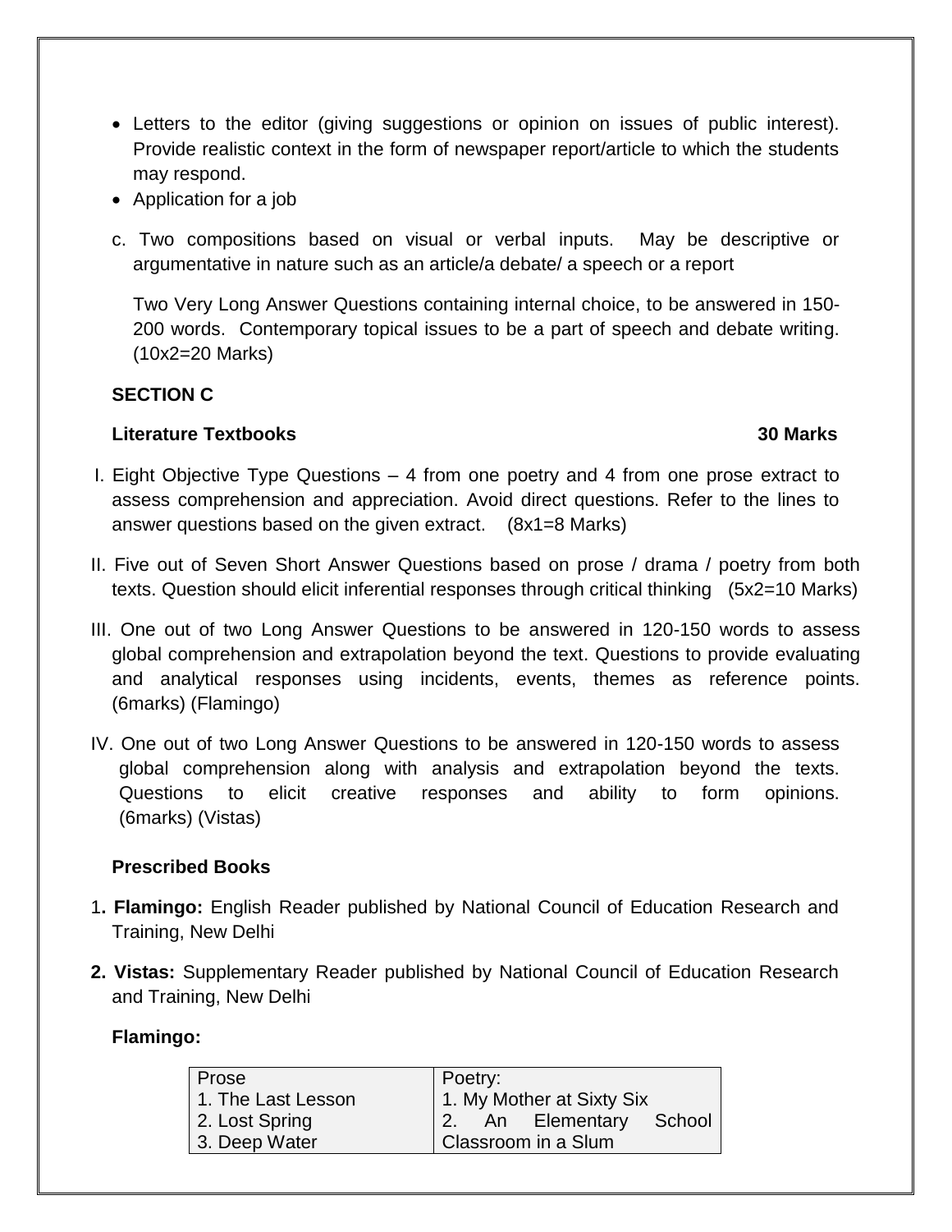- Letters to the editor (giving suggestions or opinion on issues of public interest). Provide realistic context in the form of newspaper report/article to which the students may respond.
- Application for a job

c. Two compositions based on visual or verbal inputs. May be descriptive or argumentative in nature such as an article/a debate/ a speech or a report

Two Very Long Answer Questions containing internal choice, to be answered in 150-200 words. Contemporary topical issues to be a part of speech and debate writing. (10x2=20 Marks)

**SECTION C**

**Literature Textbooks 30 Marks**

I. Eight Objective Type Questions – 4 from one poetry and 4 from one prose extract to assess comprehension and appreciation. Avoid direct questions. Refer to the lines to answer questions based on the given extract. (8x1=8 Marks)

II. Five out of Seven Short Answer Questions based on prose / drama / poetry from both texts. Question should elicit inferential responses through critical thinking (5x2=10 Marks)

III. One out of two Long Answer Questions to be answered in 120-150 words to assess global comprehension and extrapolation beyond the text. Questions to provide evaluating and analytical responses using incidents, events, themes as reference points. (6marks) (Flamingo)

IV. One out of two Long Answer Questions to be answered in 120-150 words to assess global comprehension along with analysis and extrapolation beyond the texts. Questions to elicit creative responses and ability to form opinions. (6marks) (Vistas)

**Prescribed Books**

1**. Flamingo:** English Reader published by National Council of Education Research and Training, New Delhi

**2. Vistas:** Supplementary Reader published by National Council of Education Research and Training, New Delhi

**Flamingo:**

| Prose | Poetry: |
|---|---|
| 1. The Last Lesson | 1. My Mother at Sixty Six |
| 2. Lost Spring | 2. An Elementary School Classroom in a Slum |
| 3. Deep Water | |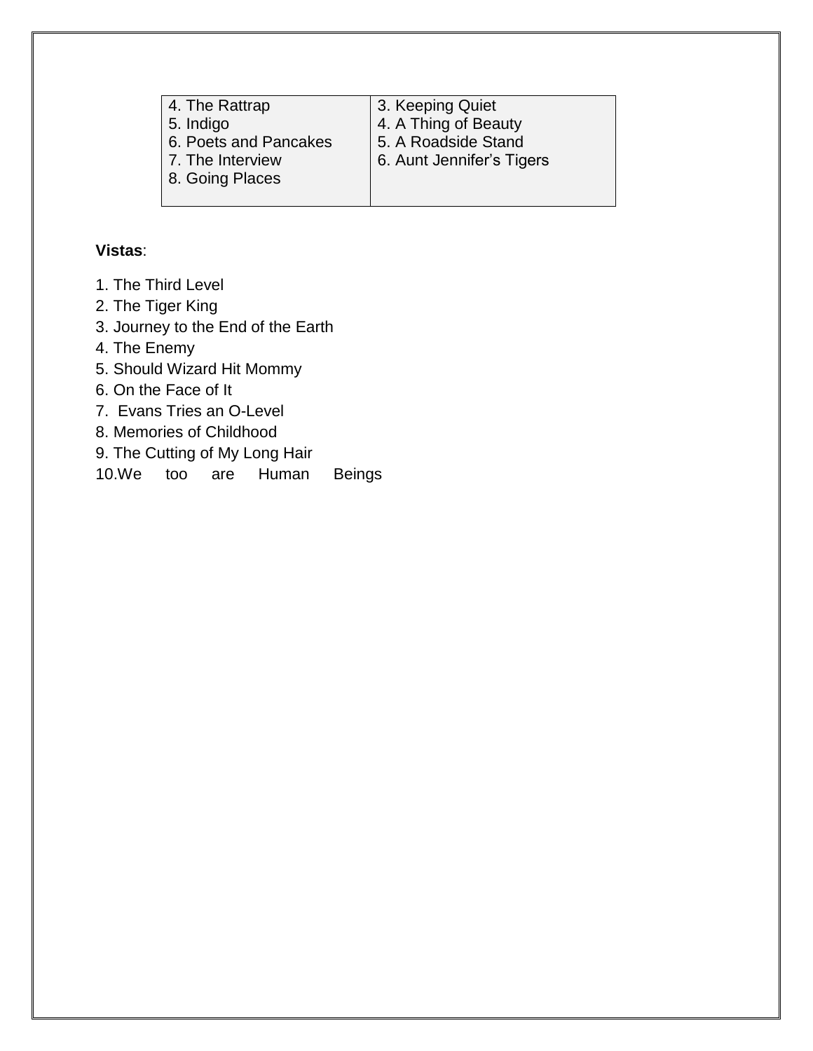| 4. The Rattrap<br>5. Indigo<br>6. Poets and Pancakes<br>7. The Interview<br>8. Going Places | 3. Keeping Quiet<br>4. A Thing of Beauty<br>5. A Roadside Stand<br>6. Aunt Jennifer's Tigers |
|---|---|

**Vistas**:

1. The Third Level
2. The Tiger King
3. Journey to the End of the Earth
4. The Enemy
5. Should Wizard Hit Mommy
6. On the Face of It
7. Evans Tries an O-Level
8. Memories of Childhood
9. The Cutting of My Long Hair
10. We too are Human Beings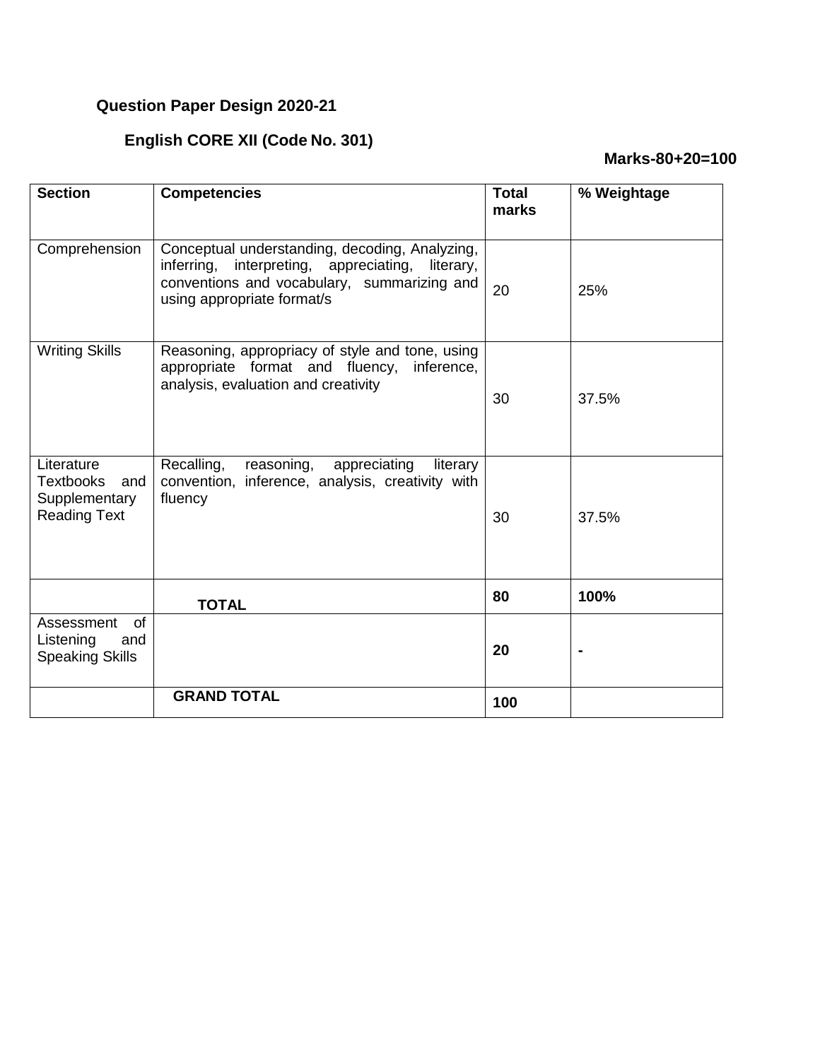**Question Paper Design 2020-21**

**English CORE XII (Code No. 301)**

**Marks-80+20=100**

| **Section** | **Competencies** | **Total marks** | **% Weightage** |
|---|---|---|---|
| Comprehension | Conceptual understanding, decoding, Analyzing, inferring, interpreting, appreciating, literary, conventions and vocabulary, summarizing and using appropriate format/s | 20 | 25% |
| Writing Skills | Reasoning, appropriacy of style and tone, using appropriate format and fluency, inference, analysis, evaluation and creativity | 30 | 37.5% |
| Literature Textbooks and Supplementary Reading Text | Recalling, reasoning, appreciating literary convention, inference, analysis, creativity with fluency | 30 | 37.5% |
| | **TOTAL** | **80** | **100%** |
| Assessment of Listening and Speaking Skills | | **20** | **-** |
| | **GRAND TOTAL** | **100** | |